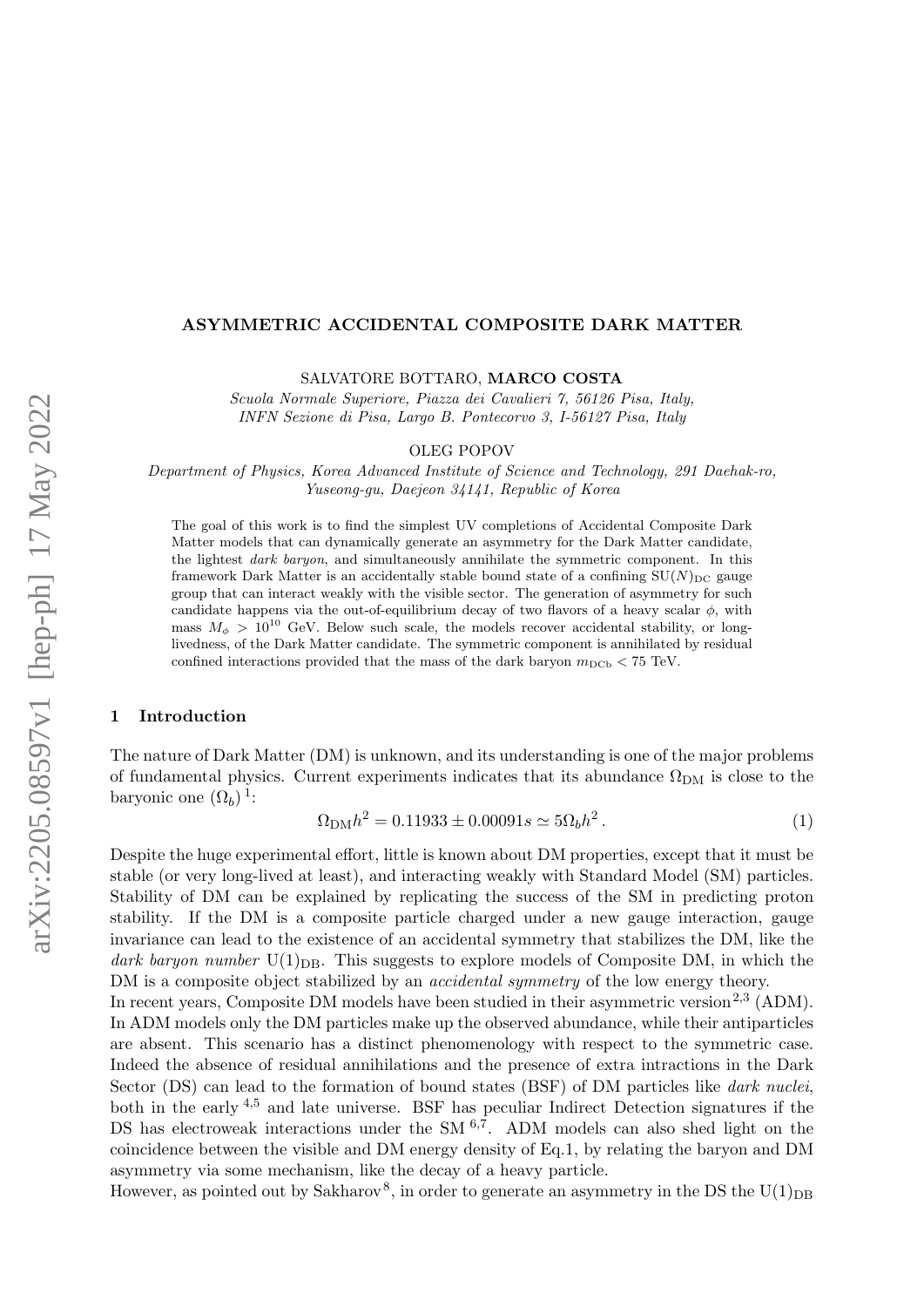# ASYMMETRIC ACCIDENTAL COMPOSITE DARK MATTER

SALVATORE BOTTARO, **MARCO COSTA**

*Scuola Normale Superiore, Piazza dei Cavalieri 7, 56126 Pisa, Italy,*
*INFN Sezione di Pisa, Largo B. Pontecorvo 3, I-56127 Pisa, Italy*

OLEG POPOV

*Department of Physics, Korea Advanced Institute of Science and Technology, 291 Daehak-ro, Yuseong-gu, Daejeon 34141, Republic of Korea*

The goal of this work is to find the simplest UV completions of Accidental Composite Dark Matter models that can dynamically generate an asymmetry for the Dark Matter candidate, the lightest *dark baryon*, and simultaneously annihilate the symmetric component. In this framework Dark Matter is an accidentally stable bound state of a confining $\mathrm{SU}(N)_{\mathrm{DC}}$ gauge group that can interact weakly with the visible sector. The generation of asymmetry for such candidate happens via the out-of-equilibrium decay of two flavors of a heavy scalar $\phi$, with mass $M_\phi > 10^{10}$ GeV. Below such scale, the models recover accidental stability, or long-livedness, of the Dark Matter candidate. The symmetric component is annihilated by residual confined interactions provided that the mass of the dark baryon $m_{\mathrm{DCb}} < 75$ TeV.

## 1 Introduction

The nature of Dark Matter (DM) is unknown, and its understanding is one of the major problems of fundamental physics. Current experiments indicates that its abundance $\Omega_{\mathrm{DM}}$ is close to the baryonic one ($\Omega_b$) [1]:

$$\Omega_{\mathrm{DM}} h^2 = 0.11933 \pm 0.00091 s \simeq 5 \Omega_b h^2 \,. \tag{1}$$

Despite the huge experimental effort, little is known about DM properties, except that it must be stable (or very long-lived at least), and interacting weakly with Standard Model (SM) particles. Stability of DM can be explained by replicating the success of the SM in predicting proton stability. If the DM is a composite particle charged under a new gauge interaction, gauge invariance can lead to the existence of an accidental symmetry that stabilizes the DM, like the *dark baryon number* $\mathrm{U}(1)_{\mathrm{DB}}$. This suggests to explore models of Composite DM, in which the DM is a composite object stabilized by an *accidental symmetry* of the low energy theory.

In recent years, Composite DM models have been studied in their asymmetric version[2,3] (ADM). In ADM models only the DM particles make up the observed abundance, while their antiparticles are absent. This scenario has a distinct phenomenology with respect to the symmetric case. Indeed the absence of residual annihilations and the presence of extra intractions in the Dark Sector (DS) can lead to the formation of bound states (BSF) of DM particles like *dark nuclei*, both in the early [4,5] and late universe. BSF has peculiar Indirect Detection signatures if the DS has electroweak interactions under the SM [6,7]. ADM models can also shed light on the coincidence between the visible and DM energy density of Eq.1, by relating the baryon and DM asymmetry via some mechanism, like the decay of a heavy particle.

However, as pointed out by Sakharov [8], in order to generate an asymmetry in the DS the $\mathrm{U}(1)_{\mathrm{DB}}$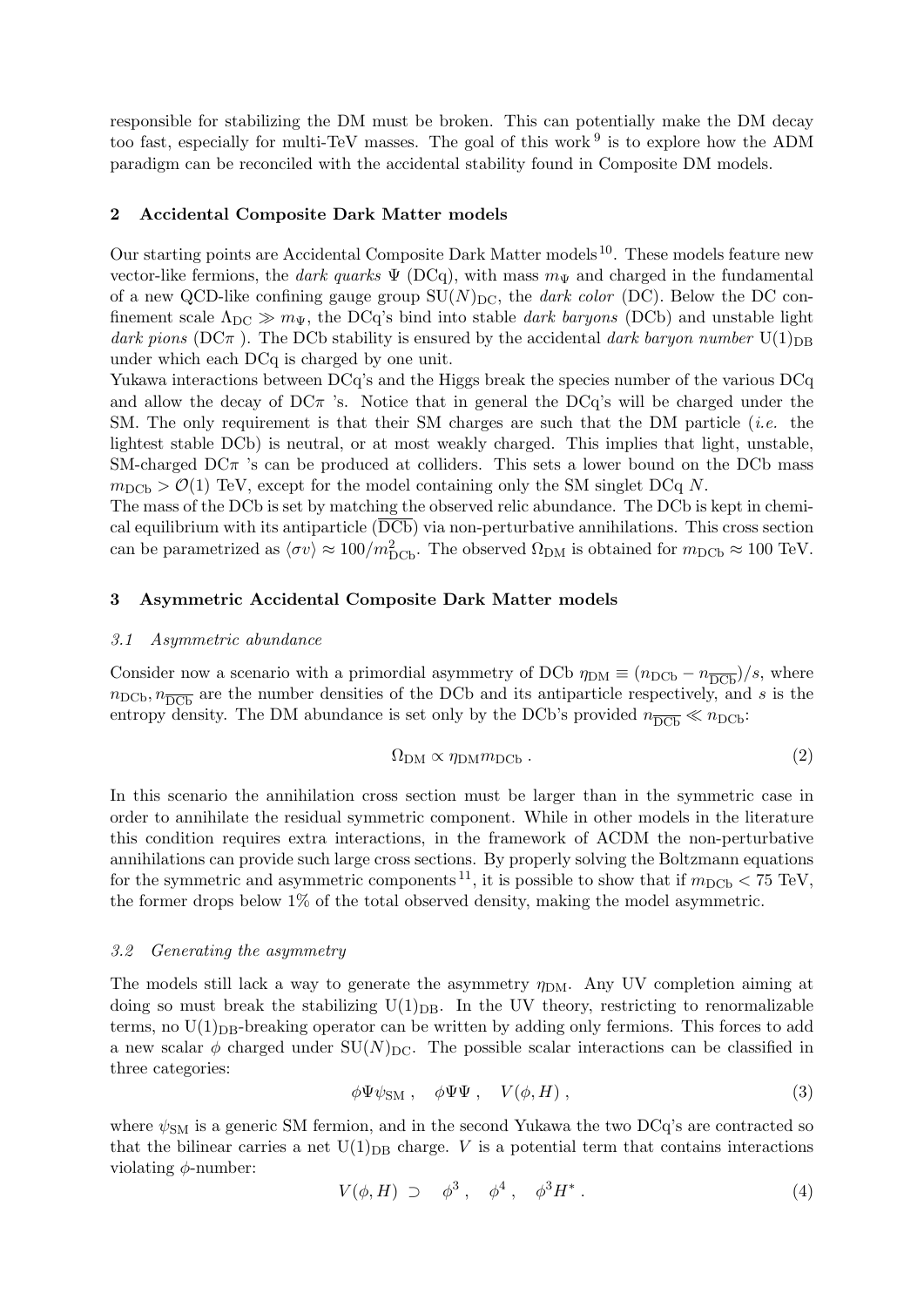responsible for stabilizing the DM must be broken. This can potentially make the DM decay too fast, especially for multi-TeV masses. The goal of this work [9] is to explore how the ADM paradigm can be reconciled with the accidental stability found in Composite DM models.

## 2 Accidental Composite Dark Matter models

Our starting points are Accidental Composite Dark Matter models [10]. These models feature new vector-like fermions, the *dark quarks* $\Psi$ (DCq), with mass $m_\Psi$ and charged in the fundamental of a new QCD-like confining gauge group $\mathrm{SU}(N)_{\mathrm{DC}}$, the *dark color* (DC). Below the DC confinement scale $\Lambda_{\mathrm{DC}} \gg m_\Psi$, the DCq's bind into stable *dark baryons* (DCb) and unstable light *dark pions* (DC$\pi$ ). The DCb stability is ensured by the accidental *dark baryon number* $\mathrm{U}(1)_{\mathrm{DB}}$ under which each DCq is charged by one unit.

Yukawa interactions between DCq's and the Higgs break the species number of the various DCq and allow the decay of DC$\pi$ 's. Notice that in general the DCq's will be charged under the SM. The only requirement is that their SM charges are such that the DM particle (*i.e.* the lightest stable DCb) is neutral, or at most weakly charged. This implies that light, unstable, SM-charged DC$\pi$ 's can be produced at colliders. This sets a lower bound on the DCb mass $m_{\mathrm{DCb}} > \mathcal{O}(1)$ TeV, except for the model containing only the SM singlet DCq $N$.

The mass of the DCb is set by matching the observed relic abundance. The DCb is kept in chemical equilibrium with its antiparticle ($\overline{\mathrm{DCb}}$) via non-perturbative annihilations. This cross section can be parametrized as $\langle \sigma v\rangle \approx 100/m_{\mathrm{DCb}}^2$. The observed $\Omega_{\mathrm{DM}}$ is obtained for $m_{\mathrm{DCb}} \approx 100$ TeV.

## 3 Asymmetric Accidental Composite Dark Matter models

### 3.1 Asymmetric abundance

Consider now a scenario with a primordial asymmetry of DCb $\eta_{\mathrm{DM}} \equiv (n_{\mathrm{DCb}} - n_{\overline{\mathrm{DCb}}})/s$, where $n_{\mathrm{DCb}}, n_{\overline{\mathrm{DCb}}}$ are the number densities of the DCb and its antiparticle respectively, and $s$ is the entropy density. The DM abundance is set only by the DCb's provided $n_{\overline{\mathrm{DCb}}} \ll n_{\mathrm{DCb}}$:

$$\Omega_{\mathrm{DM}} \propto \eta_{\mathrm{DM}} m_{\mathrm{DCb}} \,. \tag{2}$$

In this scenario the annihilation cross section must be larger than in the symmetric case in order to annihilate the residual symmetric component. While in other models in the literature this condition requires extra interactions, in the framework of ACDM the non-perturbative annihilations can provide such large cross sections. By properly solving the Boltzmann equations for the symmetric and asymmetric components [11], it is possible to show that if $m_{\mathrm{DCb}} < 75$ TeV, the former drops below 1% of the total observed density, making the model asymmetric.

### 3.2 Generating the asymmetry

The models still lack a way to generate the asymmetry $\eta_{\mathrm{DM}}$. Any UV completion aiming at doing so must break the stabilizing $\mathrm{U}(1)_{\mathrm{DB}}$. In the UV theory, restricting to renormalizable terms, no $\mathrm{U}(1)_{\mathrm{DB}}$-breaking operator can be written by adding only fermions. This forces to add a new scalar $\phi$ charged under $\mathrm{SU}(N)_{\mathrm{DC}}$. The possible scalar interactions can be classified in three categories:

$$\phi\Psi\psi_{\mathrm{SM}}\,, \quad \phi\Psi\Psi\,, \quad V(\phi, H)\,, \tag{3}$$

where $\psi_{\mathrm{SM}}$ is a generic SM fermion, and in the second Yukawa the two DCq's are contracted so that the bilinear carries a net $\mathrm{U}(1)_{\mathrm{DB}}$ charge. $V$ is a potential term that contains interactions violating $\phi$-number:

$$V(\phi, H) \supset \quad \phi^3\,, \quad \phi^4\,, \quad \phi^3 H^*\,. \tag{4}$$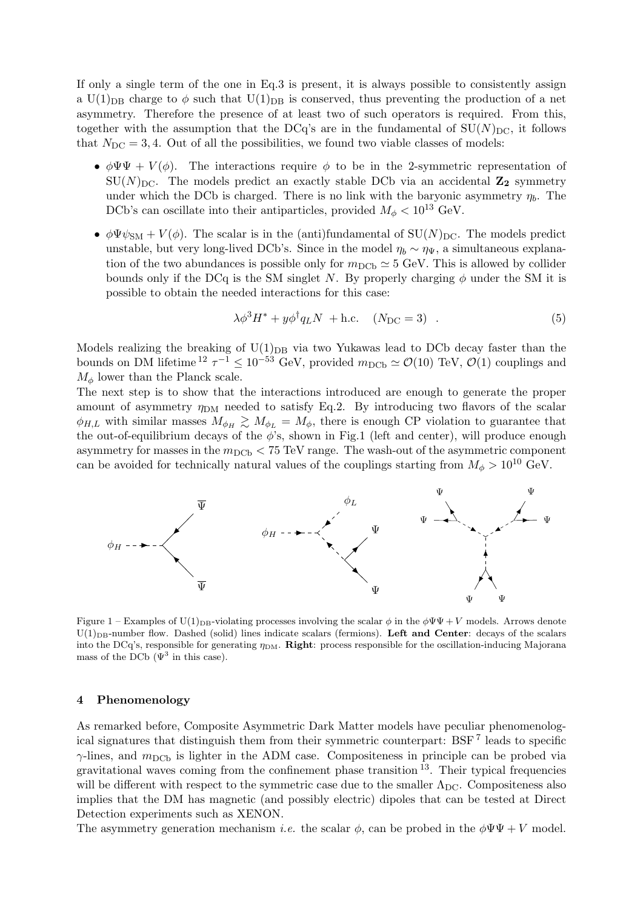If only a single term of the one in Eq.3 is present, it is always possible to consistently assign a $\mathrm{U(1)_{DB}}$ charge to $\phi$ such that $\mathrm{U(1)_{DB}}$ is conserved, thus preventing the production of a net asymmetry. Therefore the presence of at least two of such operators is required. From this, together with the assumption that the DCq's are in the fundamental of $\mathrm{SU}(N)_{\mathrm{DC}}$, it follows that $N_{\mathrm{DC}} = 3, 4$. Out of all the possibilities, we found two viable classes of models:

- $\phi\Psi\Psi + V(\phi)$. The interactions require $\phi$ to be in the 2-symmetric representation of $\mathrm{SU}(N)_{\mathrm{DC}}$. The models predict an exactly stable DCb via an accidental $\mathbf{Z_2}$ symmetry under which the DCb is charged. There is no link with the baryonic asymmetry $\eta_b$. The DCb's can oscillate into their antiparticles, provided $M_\phi < 10^{13}$ GeV.
- $\phi\Psi\psi_{\mathrm{SM}} + V(\phi)$. The scalar is in the (anti)fundamental of $\mathrm{SU}(N)_{\mathrm{DC}}$. The models predict unstable, but very long-lived DCb's. Since in the model $\eta_b \sim \eta_\Psi$, a simultaneous explanation of the two abundances is possible only for $m_{\mathrm{DCb}} \simeq 5$ GeV. This is allowed by collider bounds only if the DCq is the SM singlet $N$. By properly charging $\phi$ under the SM it is possible to obtain the needed interactions for this case:

$$\lambda \phi^3 H^* + y \phi^\dagger q_L N \ + \mathrm{h.c.} \quad (N_{\mathrm{DC}} = 3) \quad . \tag{5}$$

Models realizing the breaking of $\mathrm{U(1)_{DB}}$ via two Yukawas lead to DCb decay faster than the bounds on DM lifetime [12] $\tau^{-1} \leq 10^{-53}$ GeV, provided $m_{\mathrm{DCb}} \simeq \mathcal{O}(10)$ TeV, $\mathcal{O}(1)$ couplings and $M_\phi$ lower than the Planck scale.

The next step is to show that the interactions introduced are enough to generate the proper amount of asymmetry $\eta_{\mathrm{DM}}$ needed to satisfy Eq.2. By introducing two flavors of the scalar $\phi_{H,L}$ with similar masses $M_{\phi_H} \gtrsim M_{\phi_L} = M_\phi$, there is enough CP violation to guarantee that the out-of-equilibrium decays of the $\phi$'s, shown in Fig.1 (left and center), will produce enough asymmetry for masses in the $m_{\mathrm{DCb}} < 75$ TeV range. The wash-out of the asymmetric component can be avoided for technically natural values of the couplings starting from $M_\phi > 10^{10}$ GeV.

Figure 1 – Examples of $\mathrm{U(1)_{DB}}$-violating processes involving the scalar $\phi$ in the $\phi\Psi\Psi + V$ models. Arrows denote $\mathrm{U(1)_{DB}}$-number flow. Dashed (solid) lines indicate scalars (fermions). **Left and Center**: decays of the scalars into the DCq's, responsible for generating $\eta_{\mathrm{DM}}$. **Right**: process responsible for the oscillation-inducing Majorana mass of the DCb ($\Psi^3$ in this case).

## 4 Phenomenology

As remarked before, Composite Asymmetric Dark Matter models have peculiar phenomenological signatures that distinguish them from their symmetric counterpart: BSF [7] leads to specific $\gamma$-lines, and $m_{\mathrm{DCb}}$ is lighter in the ADM case. Compositeness in principle can be probed via gravitational waves coming from the confinement phase transition [13]. Their typical frequencies will be different with respect to the symmetric case due to the smaller $\Lambda_{\mathrm{DC}}$. Compositeness also implies that the DM has magnetic (and possibly electric) dipoles that can be tested at Direct Detection experiments such as XENON.

The asymmetry generation mechanism *i.e.* the scalar $\phi$, can be probed in the $\phi\Psi\Psi + V$ model.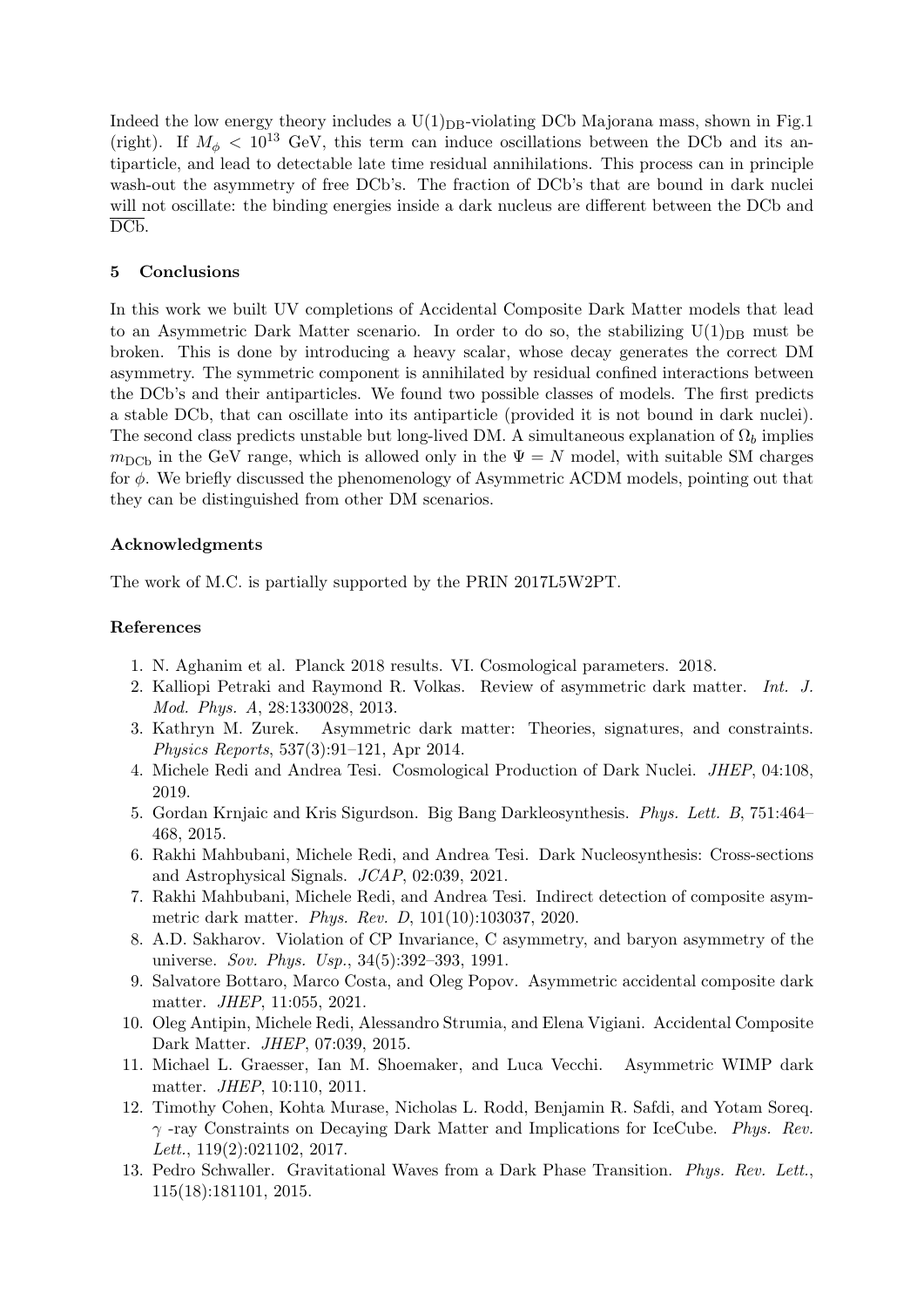Indeed the low energy theory includes a $U(1)_{DB}$-violating DCb Majorana mass, shown in Fig.1 (right). If $M_\phi < 10^{13}$ GeV, this term can induce oscillations between the DCb and its antiparticle, and lead to detectable late time residual annihilations. This process can in principle wash-out the asymmetry of free DCb's. The fraction of DCb's that are bound in dark nuclei will not oscillate: the binding energies inside a dark nucleus are different between the DCb and $\overline{\text{DCb}}$.

## 5 Conclusions

In this work we built UV completions of Accidental Composite Dark Matter models that lead to an Asymmetric Dark Matter scenario. In order to do so, the stabilizing $U(1)_{DB}$ must be broken. This is done by introducing a heavy scalar, whose decay generates the correct DM asymmetry. The symmetric component is annihilated by residual confined interactions between the DCb's and their antiparticles. We found two possible classes of models. The first predicts a stable DCb, that can oscillate into its antiparticle (provided it is not bound in dark nuclei). The second class predicts unstable but long-lived DM. A simultaneous explanation of $\Omega_b$ implies $m_{\text{DCb}}$ in the GeV range, which is allowed only in the $\Psi = N$ model, with suitable SM charges for $\phi$. We briefly discussed the phenomenology of Asymmetric ACDM models, pointing out that they can be distinguished from other DM scenarios.

### Acknowledgments

The work of M.C. is partially supported by the PRIN 2017L5W2PT.

### References

1. N. Aghanim et al. Planck 2018 results. VI. Cosmological parameters. 2018.
2. Kalliopi Petraki and Raymond R. Volkas. Review of asymmetric dark matter. *Int. J. Mod. Phys. A*, 28:1330028, 2013.
3. Kathryn M. Zurek. Asymmetric dark matter: Theories, signatures, and constraints. *Physics Reports*, 537(3):91–121, Apr 2014.
4. Michele Redi and Andrea Tesi. Cosmological Production of Dark Nuclei. *JHEP*, 04:108, 2019.
5. Gordan Krnjaic and Kris Sigurdson. Big Bang Darkleosynthesis. *Phys. Lett. B*, 751:464–468, 2015.
6. Rakhi Mahbubani, Michele Redi, and Andrea Tesi. Dark Nucleosynthesis: Cross-sections and Astrophysical Signals. *JCAP*, 02:039, 2021.
7. Rakhi Mahbubani, Michele Redi, and Andrea Tesi. Indirect detection of composite asymmetric dark matter. *Phys. Rev. D*, 101(10):103037, 2020.
8. A.D. Sakharov. Violation of CP Invariance, C asymmetry, and baryon asymmetry of the universe. *Sov. Phys. Usp.*, 34(5):392–393, 1991.
9. Salvatore Bottaro, Marco Costa, and Oleg Popov. Asymmetric accidental composite dark matter. *JHEP*, 11:055, 2021.
10. Oleg Antipin, Michele Redi, Alessandro Strumia, and Elena Vigiani. Accidental Composite Dark Matter. *JHEP*, 07:039, 2015.
11. Michael L. Graesser, Ian M. Shoemaker, and Luca Vecchi. Asymmetric WIMP dark matter. *JHEP*, 10:110, 2011.
12. Timothy Cohen, Kohta Murase, Nicholas L. Rodd, Benjamin R. Safdi, and Yotam Soreq. $\gamma$ -ray Constraints on Decaying Dark Matter and Implications for IceCube. *Phys. Rev. Lett.*, 119(2):021102, 2017.
13. Pedro Schwaller. Gravitational Waves from a Dark Phase Transition. *Phys. Rev. Lett.*, 115(18):181101, 2015.